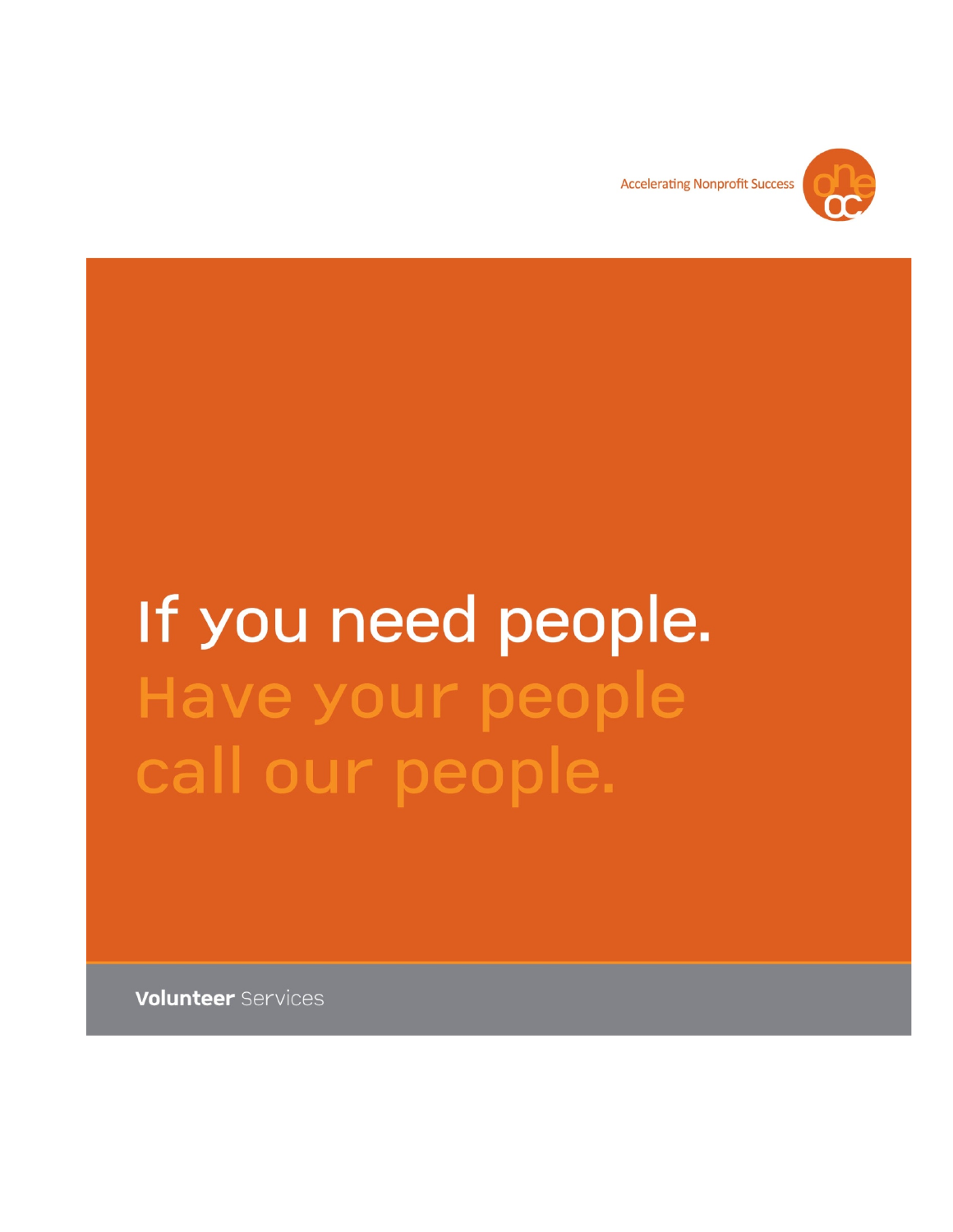Accelerating Nonprofit Success

# If you need people.

# Have your people call our people.

**Volunteer** Services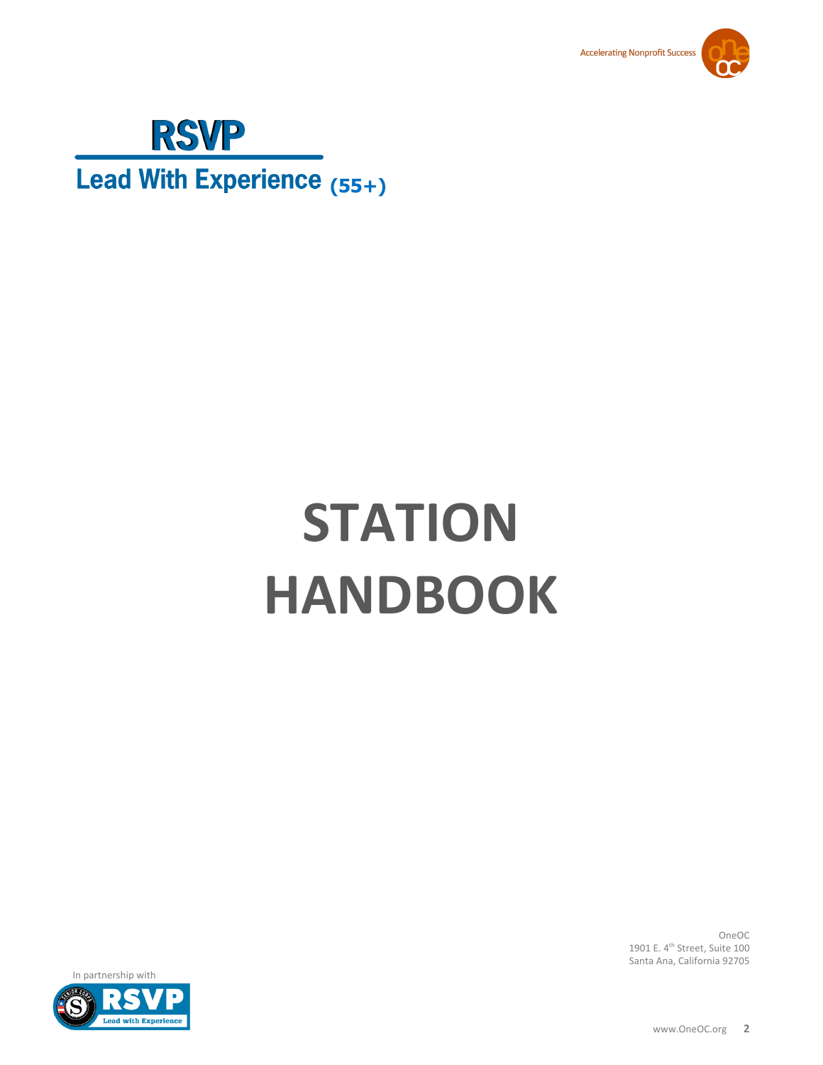Accelerating Nonprofit Success

# RSVP

## Lead With Experience (55+)

# STATION HANDBOOK

OneOC
1901 E. 4th Street, Suite 100
Santa Ana, California 92705

In partnership with

RSVP Lead with Experience

www.OneOC.org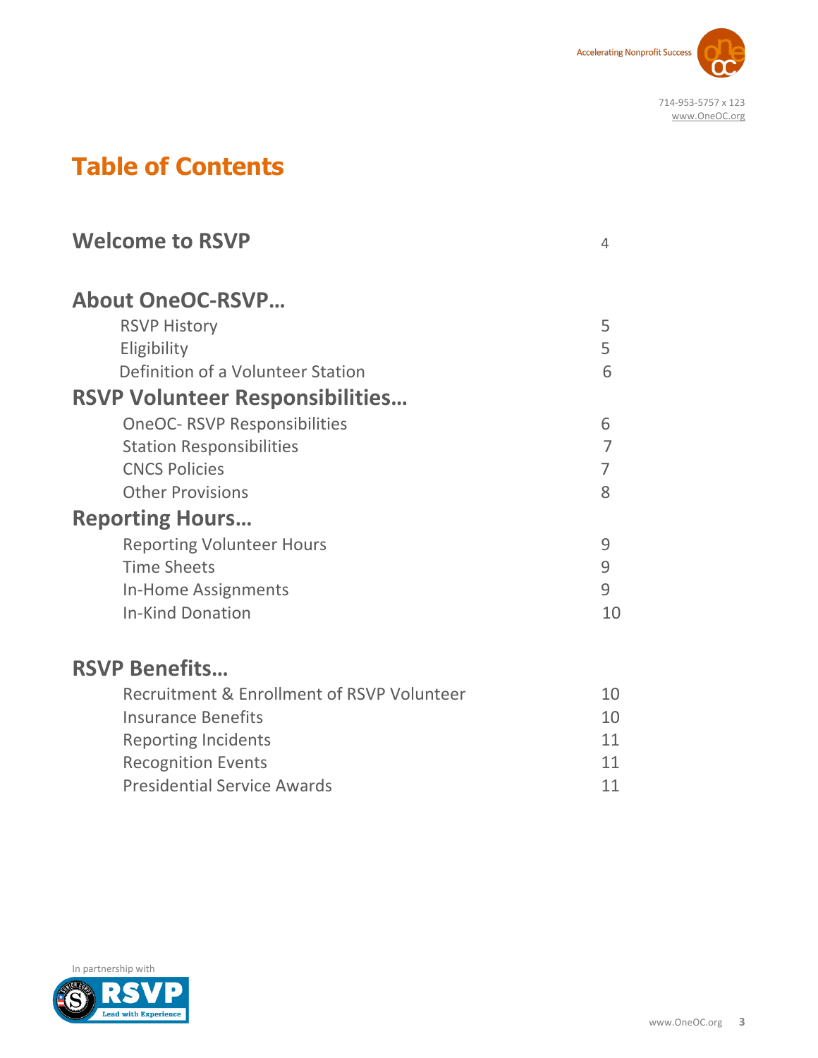# Table of Contents

| | |
|---|---|
| **Welcome to RSVP** | 4 |
| **About OneOC-RSVP…** | |
| RSVP History | 5 |
| Eligibility | 5 |
| Definition of a Volunteer Station | 6 |
| **RSVP Volunteer Responsibilities…** | |
| OneOC- RSVP Responsibilities | 6 |
| Station Responsibilities | 7 |
| CNCS Policies | 7 |
| Other Provisions | 8 |
| **Reporting Hours…** | |
| Reporting Volunteer Hours | 9 |
| Time Sheets | 9 |
| In-Home Assignments | 9 |
| In-Kind Donation | 10 |
| **RSVP Benefits…** | |
| Recruitment & Enrollment of RSVP Volunteer | 10 |
| Insurance Benefits | 10 |
| Reporting Incidents | 11 |
| Recognition Events | 11 |
| Presidential Service Awards | 11 |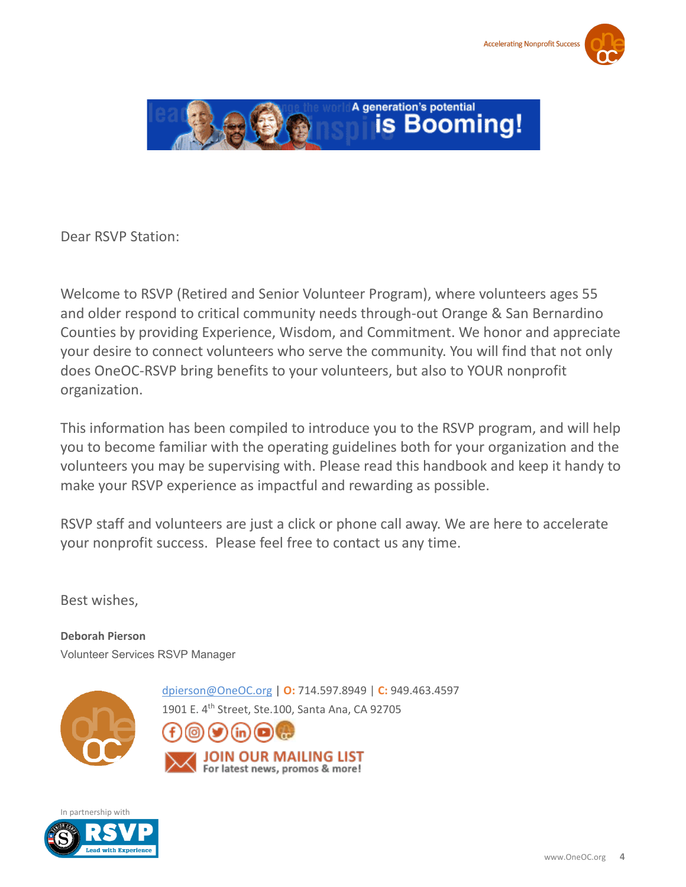Dear RSVP Station:

Welcome to RSVP (Retired and Senior Volunteer Program), where volunteers ages 55 and older respond to critical community needs through-out Orange & San Bernardino Counties by providing Experience, Wisdom, and Commitment. We honor and appreciate your desire to connect volunteers who serve the community. You will find that not only does OneOC-RSVP bring benefits to your volunteers, but also to YOUR nonprofit organization.

This information has been compiled to introduce you to the RSVP program, and will help you to become familiar with the operating guidelines both for your organization and the volunteers you may be supervising with. Please read this handbook and keep it handy to make your RSVP experience as impactful and rewarding as possible.

RSVP staff and volunteers are just a click or phone call away. We are here to accelerate your nonprofit success. Please feel free to contact us any time.

Best wishes,

**Deborah Pierson**
Volunteer Services RSVP Manager

dpierson@OneOC.org | **O:** 714.597.8949 | **C:** 949.463.4597
1901 E. 4th Street, Ste.100, Santa Ana, CA 92705

JOIN OUR MAILING LIST
For latest news, promos & more!

In partnership with RSVP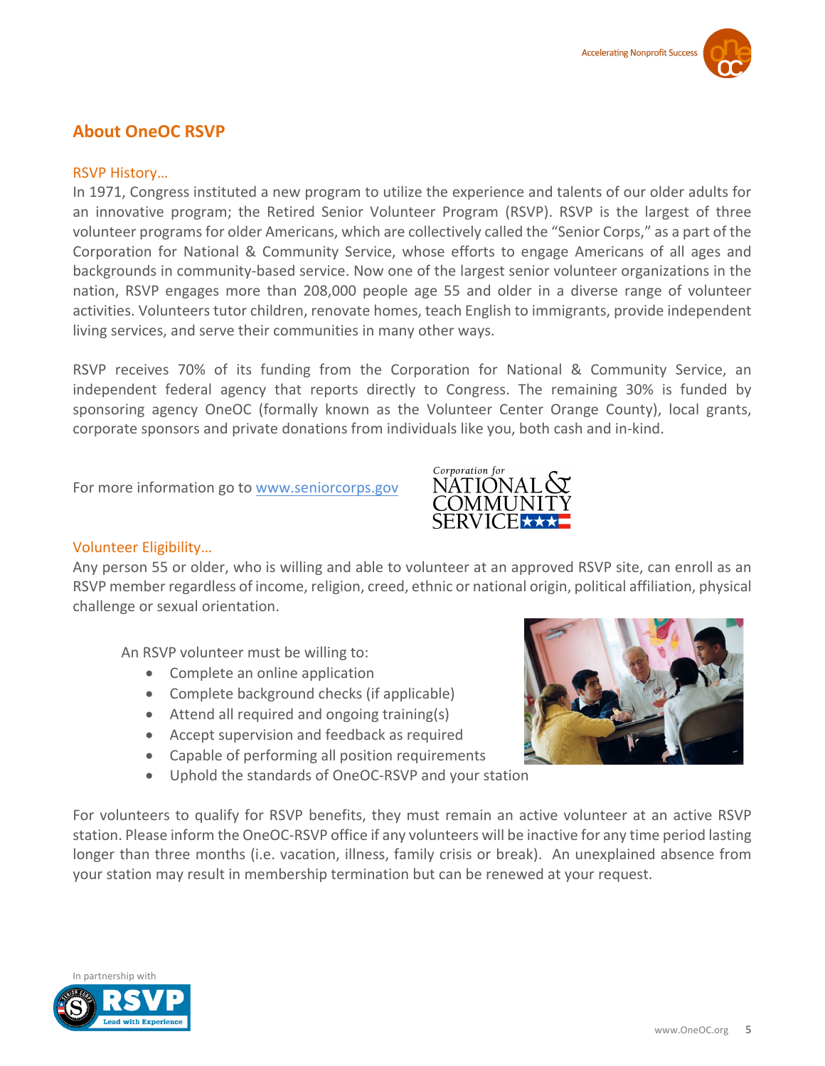## About OneOC RSVP

### RSVP History…

In 1971, Congress instituted a new program to utilize the experience and talents of our older adults for an innovative program; the Retired Senior Volunteer Program (RSVP). RSVP is the largest of three volunteer programs for older Americans, which are collectively called the "Senior Corps," as a part of the Corporation for National & Community Service, whose efforts to engage Americans of all ages and backgrounds in community-based service. Now one of the largest senior volunteer organizations in the nation, RSVP engages more than 208,000 people age 55 and older in a diverse range of volunteer activities. Volunteers tutor children, renovate homes, teach English to immigrants, provide independent living services, and serve their communities in many other ways.

RSVP receives 70% of its funding from the Corporation for National & Community Service, an independent federal agency that reports directly to Congress. The remaining 30% is funded by sponsoring agency OneOC (formally known as the Volunteer Center Orange County), local grants, corporate sponsors and private donations from individuals like you, both cash and in-kind.

For more information go to [www.seniorcorps.gov](www.seniorcorps.gov)

### Volunteer Eligibility…

Any person 55 or older, who is willing and able to volunteer at an approved RSVP site, can enroll as an RSVP member regardless of income, religion, creed, ethnic or national origin, political affiliation, physical challenge or sexual orientation.

An RSVP volunteer must be willing to:

- Complete an online application
- Complete background checks (if applicable)
- Attend all required and ongoing training(s)
- Accept supervision and feedback as required
- Capable of performing all position requirements
- Uphold the standards of OneOC-RSVP and your station

For volunteers to qualify for RSVP benefits, they must remain an active volunteer at an active RSVP station. Please inform the OneOC-RSVP office if any volunteers will be inactive for any time period lasting longer than three months (i.e. vacation, illness, family crisis or break). An unexplained absence from your station may result in membership termination but can be renewed at your request.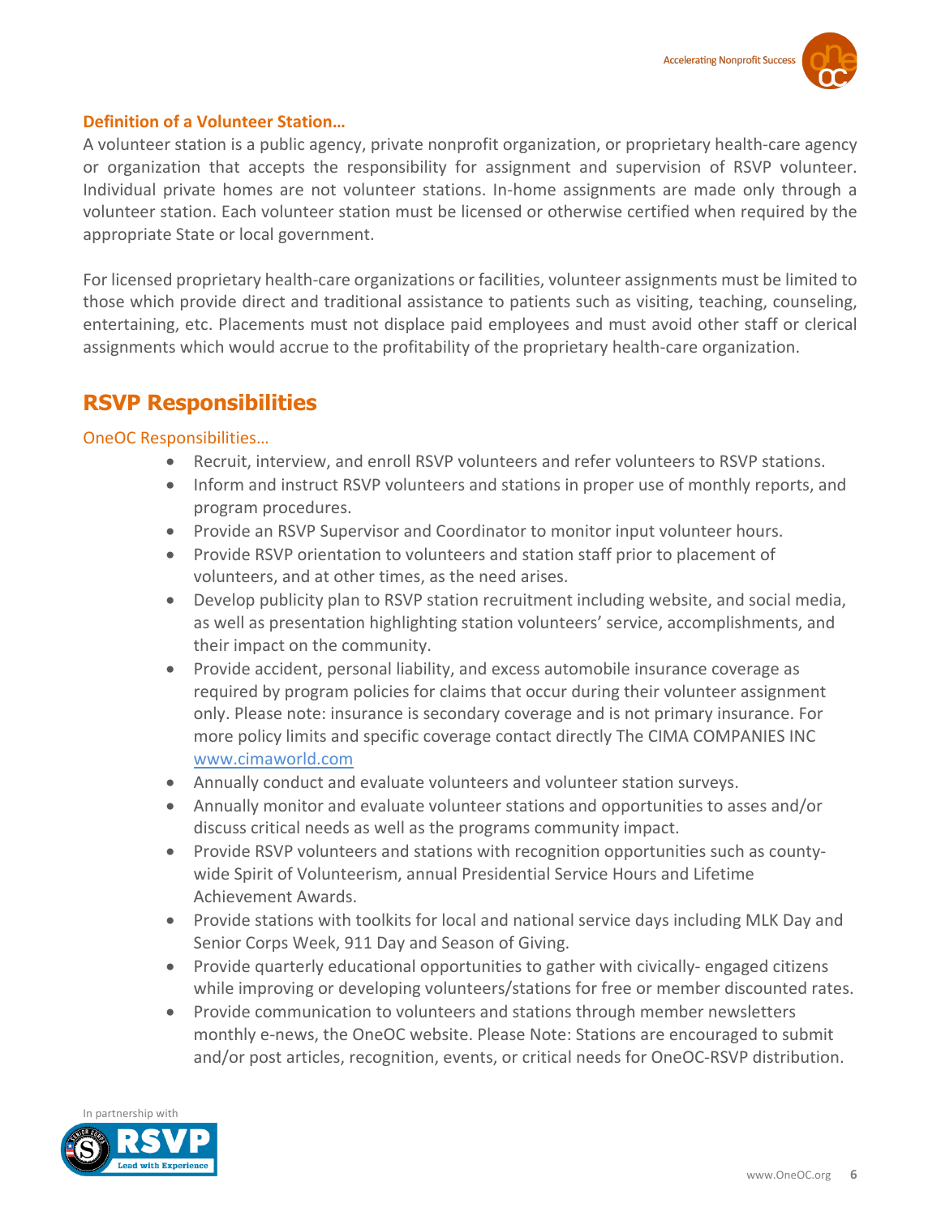### Definition of a Volunteer Station…

A volunteer station is a public agency, private nonprofit organization, or proprietary health-care agency or organization that accepts the responsibility for assignment and supervision of RSVP volunteer. Individual private homes are not volunteer stations. In-home assignments are made only through a volunteer station. Each volunteer station must be licensed or otherwise certified when required by the appropriate State or local government.

For licensed proprietary health-care organizations or facilities, volunteer assignments must be limited to those which provide direct and traditional assistance to patients such as visiting, teaching, counseling, entertaining, etc. Placements must not displace paid employees and must avoid other staff or clerical assignments which would accrue to the profitability of the proprietary health-care organization.

## RSVP Responsibilities

OneOC Responsibilities…

- Recruit, interview, and enroll RSVP volunteers and refer volunteers to RSVP stations.
- Inform and instruct RSVP volunteers and stations in proper use of monthly reports, and program procedures.
- Provide an RSVP Supervisor and Coordinator to monitor input volunteer hours.
- Provide RSVP orientation to volunteers and station staff prior to placement of volunteers, and at other times, as the need arises.
- Develop publicity plan to RSVP station recruitment including website, and social media, as well as presentation highlighting station volunteers' service, accomplishments, and their impact on the community.
- Provide accident, personal liability, and excess automobile insurance coverage as required by program policies for claims that occur during their volunteer assignment only. Please note: insurance is secondary coverage and is not primary insurance. For more policy limits and specific coverage contact directly The CIMA COMPANIES INC www.cimaworld.com
- Annually conduct and evaluate volunteers and volunteer station surveys.
- Annually monitor and evaluate volunteer stations and opportunities to asses and/or discuss critical needs as well as the programs community impact.
- Provide RSVP volunteers and stations with recognition opportunities such as county-wide Spirit of Volunteerism, annual Presidential Service Hours and Lifetime Achievement Awards.
- Provide stations with toolkits for local and national service days including MLK Day and Senior Corps Week, 911 Day and Season of Giving.
- Provide quarterly educational opportunities to gather with civically- engaged citizens while improving or developing volunteers/stations for free or member discounted rates.
- Provide communication to volunteers and stations through member newsletters monthly e-news, the OneOC website. Please Note: Stations are encouraged to submit and/or post articles, recognition, events, or critical needs for OneOC-RSVP distribution.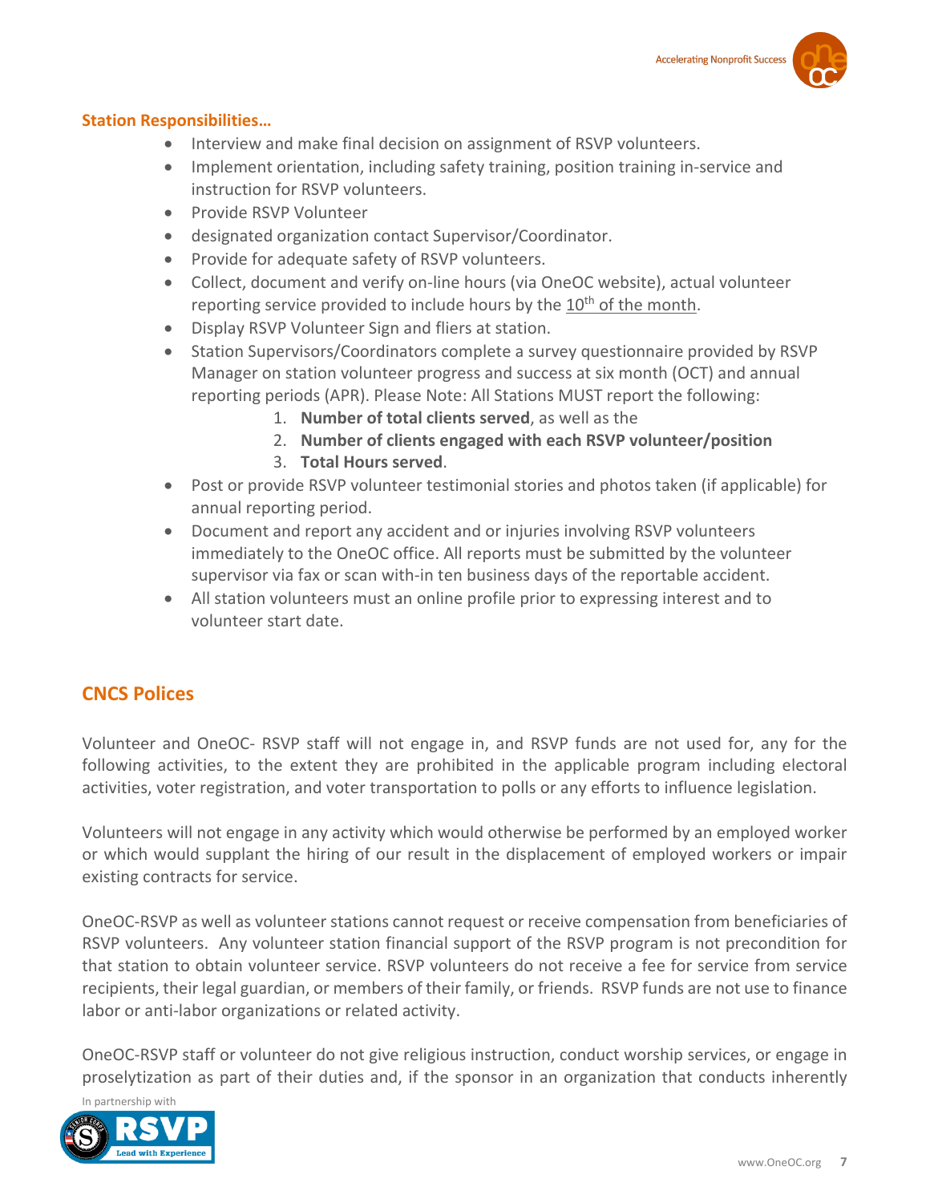**Station Responsibilities…**

- Interview and make final decision on assignment of RSVP volunteers.
- Implement orientation, including safety training, position training in-service and instruction for RSVP volunteers.
- Provide RSVP Volunteer
- designated organization contact Supervisor/Coordinator.
- Provide for adequate safety of RSVP volunteers.
- Collect, document and verify on-line hours (via OneOC website), actual volunteer reporting service provided to include hours by the 10th of the month.
- Display RSVP Volunteer Sign and fliers at station.
- Station Supervisors/Coordinators complete a survey questionnaire provided by RSVP Manager on station volunteer progress and success at six month (OCT) and annual reporting periods (APR). Please Note: All Stations MUST report the following:
  1. **Number of total clients served**, as well as the
  2. **Number of clients engaged with each RSVP volunteer/position**
  3. **Total Hours served**.
- Post or provide RSVP volunteer testimonial stories and photos taken (if applicable) for annual reporting period.
- Document and report any accident and or injuries involving RSVP volunteers immediately to the OneOC office. All reports must be submitted by the volunteer supervisor via fax or scan with-in ten business days of the reportable accident.
- All station volunteers must an online profile prior to expressing interest and to volunteer start date.

## CNCS Polices

Volunteer and OneOC- RSVP staff will not engage in, and RSVP funds are not used for, any for the following activities, to the extent they are prohibited in the applicable program including electoral activities, voter registration, and voter transportation to polls or any efforts to influence legislation.

Volunteers will not engage in any activity which would otherwise be performed by an employed worker or which would supplant the hiring of our result in the displacement of employed workers or impair existing contracts for service.

OneOC-RSVP as well as volunteer stations cannot request or receive compensation from beneficiaries of RSVP volunteers. Any volunteer station financial support of the RSVP program is not precondition for that station to obtain volunteer service. RSVP volunteers do not receive a fee for service from service recipients, their legal guardian, or members of their family, or friends. RSVP funds are not use to finance labor or anti-labor organizations or related activity.

OneOC-RSVP staff or volunteer do not give religious instruction, conduct worship services, or engage in proselytization as part of their duties and, if the sponsor in an organization that conducts inherently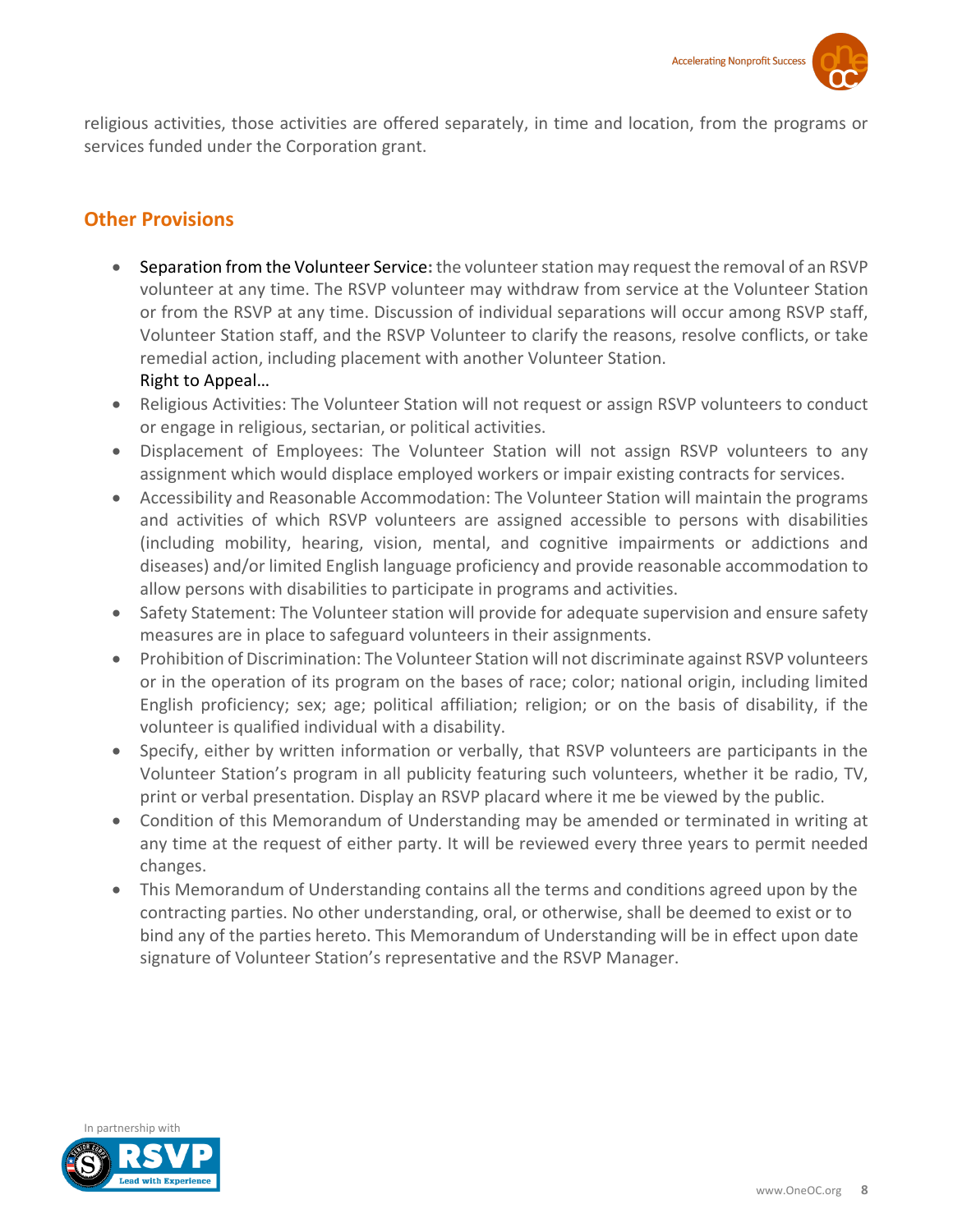religious activities, those activities are offered separately, in time and location, from the programs or services funded under the Corporation grant.

## Other Provisions

- Separation from the Volunteer Service: the volunteer station may request the removal of an RSVP volunteer at any time. The RSVP volunteer may withdraw from service at the Volunteer Station or from the RSVP at any time. Discussion of individual separations will occur among RSVP staff, Volunteer Station staff, and the RSVP Volunteer to clarify the reasons, resolve conflicts, or take remedial action, including placement with another Volunteer Station.
  Right to Appeal…
- Religious Activities: The Volunteer Station will not request or assign RSVP volunteers to conduct or engage in religious, sectarian, or political activities.
- Displacement of Employees: The Volunteer Station will not assign RSVP volunteers to any assignment which would displace employed workers or impair existing contracts for services.
- Accessibility and Reasonable Accommodation: The Volunteer Station will maintain the programs and activities of which RSVP volunteers are assigned accessible to persons with disabilities (including mobility, hearing, vision, mental, and cognitive impairments or addictions and diseases) and/or limited English language proficiency and provide reasonable accommodation to allow persons with disabilities to participate in programs and activities.
- Safety Statement: The Volunteer station will provide for adequate supervision and ensure safety measures are in place to safeguard volunteers in their assignments.
- Prohibition of Discrimination: The Volunteer Station will not discriminate against RSVP volunteers or in the operation of its program on the bases of race; color; national origin, including limited English proficiency; sex; age; political affiliation; religion; or on the basis of disability, if the volunteer is qualified individual with a disability.
- Specify, either by written information or verbally, that RSVP volunteers are participants in the Volunteer Station's program in all publicity featuring such volunteers, whether it be radio, TV, print or verbal presentation. Display an RSVP placard where it me be viewed by the public.
- Condition of this Memorandum of Understanding may be amended or terminated in writing at any time at the request of either party. It will be reviewed every three years to permit needed changes.
- This Memorandum of Understanding contains all the terms and conditions agreed upon by the contracting parties. No other understanding, oral, or otherwise, shall be deemed to exist or to bind any of the parties hereto. This Memorandum of Understanding will be in effect upon date signature of Volunteer Station's representative and the RSVP Manager.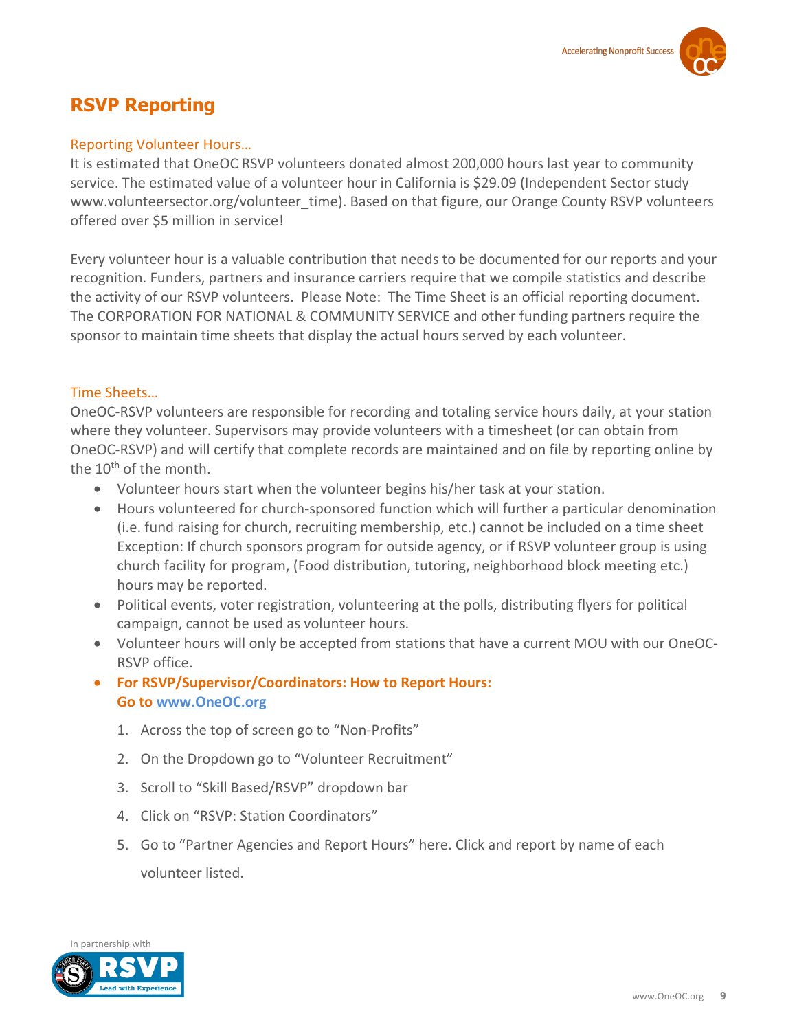# RSVP Reporting

## Reporting Volunteer Hours…

It is estimated that OneOC RSVP volunteers donated almost 200,000 hours last year to community service. The estimated value of a volunteer hour in California is $29.09 (Independent Sector study www.volunteersector.org/volunteer_time). Based on that figure, our Orange County RSVP volunteers offered over $5 million in service!

Every volunteer hour is a valuable contribution that needs to be documented for our reports and your recognition. Funders, partners and insurance carriers require that we compile statistics and describe the activity of our RSVP volunteers. Please Note: The Time Sheet is an official reporting document. The CORPORATION FOR NATIONAL & COMMUNITY SERVICE and other funding partners require the sponsor to maintain time sheets that display the actual hours served by each volunteer.

## Time Sheets…

OneOC-RSVP volunteers are responsible for recording and totaling service hours daily, at your station where they volunteer. Supervisors may provide volunteers with a timesheet (or can obtain from OneOC-RSVP) and will certify that complete records are maintained and on file by reporting online by the 10th of the month.

- Volunteer hours start when the volunteer begins his/her task at your station.
- Hours volunteered for church-sponsored function which will further a particular denomination (i.e. fund raising for church, recruiting membership, etc.) cannot be included on a time sheet Exception: If church sponsors program for outside agency, or if RSVP volunteer group is using church facility for program, (Food distribution, tutoring, neighborhood block meeting etc.) hours may be reported.
- Political events, voter registration, volunteering at the polls, distributing flyers for political campaign, cannot be used as volunteer hours.
- Volunteer hours will only be accepted from stations that have a current MOU with our OneOC-RSVP office.
- **For RSVP/Supervisor/Coordinators: How to Report Hours:**
  **Go to www.OneOC.org**

  1. Across the top of screen go to "Non-Profits"
  2. On the Dropdown go to "Volunteer Recruitment"
  3. Scroll to "Skill Based/RSVP" dropdown bar
  4. Click on "RSVP: Station Coordinators"
  5. Go to "Partner Agencies and Report Hours" here. Click and report by name of each volunteer listed.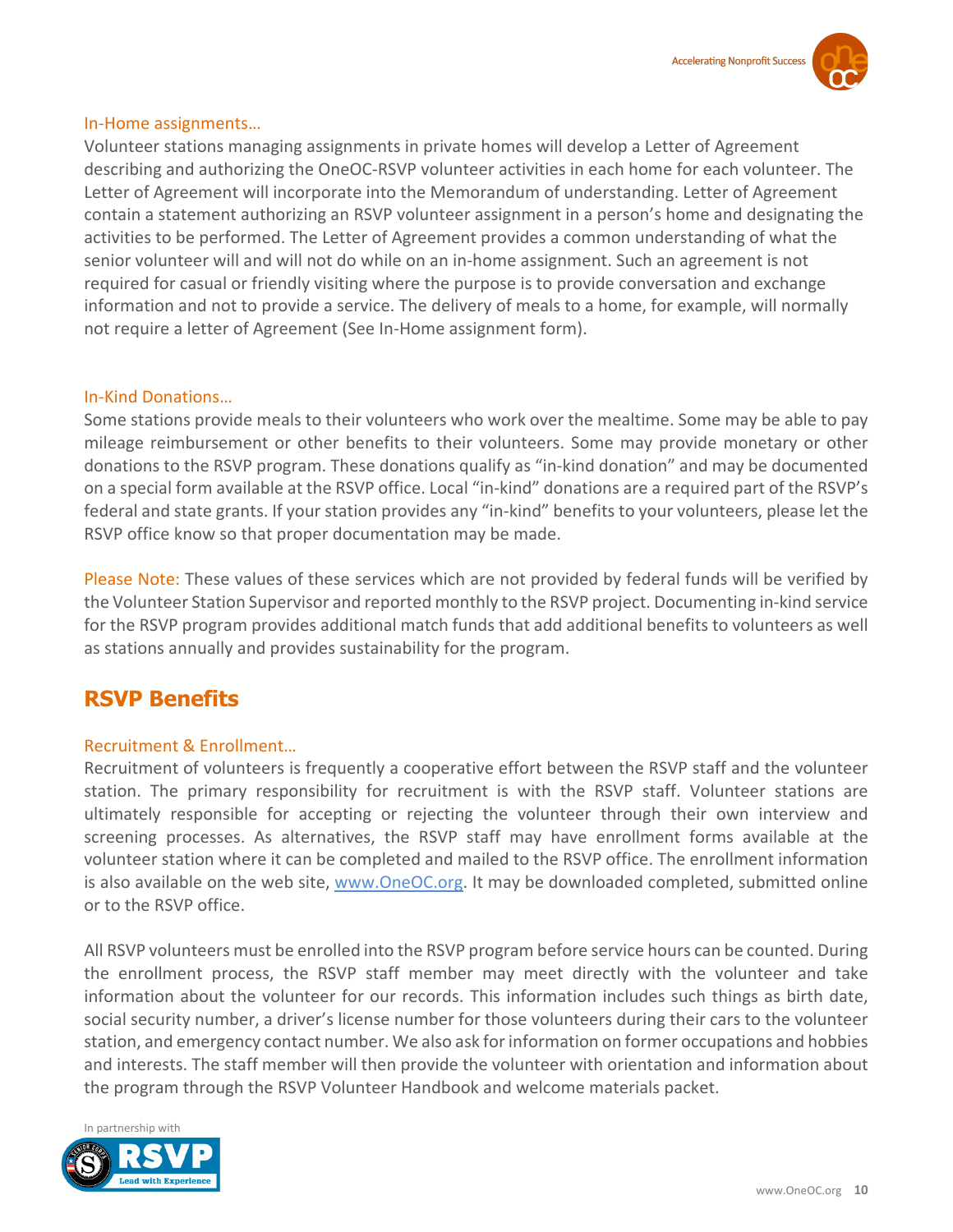### In-Home assignments…

Volunteer stations managing assignments in private homes will develop a Letter of Agreement describing and authorizing the OneOC-RSVP volunteer activities in each home for each volunteer. The Letter of Agreement will incorporate into the Memorandum of understanding. Letter of Agreement contain a statement authorizing an RSVP volunteer assignment in a person's home and designating the activities to be performed. The Letter of Agreement provides a common understanding of what the senior volunteer will and will not do while on an in-home assignment. Such an agreement is not required for casual or friendly visiting where the purpose is to provide conversation and exchange information and not to provide a service. The delivery of meals to a home, for example, will normally not require a letter of Agreement (See In-Home assignment form).

### In-Kind Donations…

Some stations provide meals to their volunteers who work over the mealtime. Some may be able to pay mileage reimbursement or other benefits to their volunteers. Some may provide monetary or other donations to the RSVP program. These donations qualify as "in-kind donation" and may be documented on a special form available at the RSVP office. Local "in-kind" donations are a required part of the RSVP's federal and state grants. If your station provides any "in-kind" benefits to your volunteers, please let the RSVP office know so that proper documentation may be made.

Please Note: These values of these services which are not provided by federal funds will be verified by the Volunteer Station Supervisor and reported monthly to the RSVP project. Documenting in-kind service for the RSVP program provides additional match funds that add additional benefits to volunteers as well as stations annually and provides sustainability for the program.

## RSVP Benefits

### Recruitment & Enrollment…

Recruitment of volunteers is frequently a cooperative effort between the RSVP staff and the volunteer station. The primary responsibility for recruitment is with the RSVP staff. Volunteer stations are ultimately responsible for accepting or rejecting the volunteer through their own interview and screening processes. As alternatives, the RSVP staff may have enrollment forms available at the volunteer station where it can be completed and mailed to the RSVP office. The enrollment information is also available on the web site, www.OneOC.org. It may be downloaded completed, submitted online or to the RSVP office.

All RSVP volunteers must be enrolled into the RSVP program before service hours can be counted. During the enrollment process, the RSVP staff member may meet directly with the volunteer and take information about the volunteer for our records. This information includes such things as birth date, social security number, a driver's license number for those volunteers during their cars to the volunteer station, and emergency contact number. We also ask for information on former occupations and hobbies and interests. The staff member will then provide the volunteer with orientation and information about the program through the RSVP Volunteer Handbook and welcome materials packet.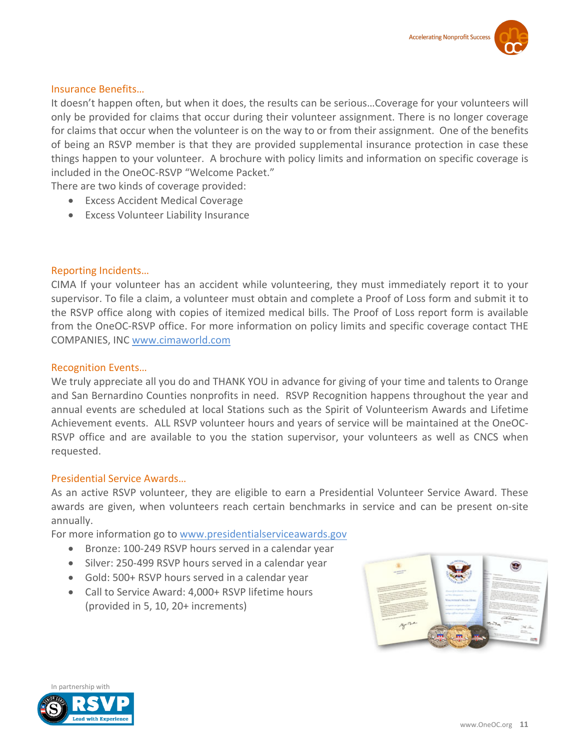## Insurance Benefits…

It doesn't happen often, but when it does, the results can be serious…Coverage for your volunteers will only be provided for claims that occur during their volunteer assignment. There is no longer coverage for claims that occur when the volunteer is on the way to or from their assignment. One of the benefits of being an RSVP member is that they are provided supplemental insurance protection in case these things happen to your volunteer. A brochure with policy limits and information on specific coverage is included in the OneOC-RSVP "Welcome Packet."

There are two kinds of coverage provided:

- Excess Accident Medical Coverage
- Excess Volunteer Liability Insurance

## Reporting Incidents…

CIMA If your volunteer has an accident while volunteering, they must immediately report it to your supervisor. To file a claim, a volunteer must obtain and complete a Proof of Loss form and submit it to the RSVP office along with copies of itemized medical bills. The Proof of Loss report form is available from the OneOC-RSVP office. For more information on policy limits and specific coverage contact THE COMPANIES, INC www.cimaworld.com

## Recognition Events…

We truly appreciate all you do and THANK YOU in advance for giving of your time and talents to Orange and San Bernardino Counties nonprofits in need. RSVP Recognition happens throughout the year and annual events are scheduled at local Stations such as the Spirit of Volunteerism Awards and Lifetime Achievement events. ALL RSVP volunteer hours and years of service will be maintained at the OneOC-RSVP office and are available to you the station supervisor, your volunteers as well as CNCS when requested.

## Presidential Service Awards…

As an active RSVP volunteer, they are eligible to earn a Presidential Volunteer Service Award. These awards are given, when volunteers reach certain benchmarks in service and can be present on-site annually.

For more information go to www.presidentialserviceawards.gov

- Bronze: 100-249 RSVP hours served in a calendar year
- Silver: 250-499 RSVP hours served in a calendar year
- Gold: 500+ RSVP hours served in a calendar year
- Call to Service Award: 4,000+ RSVP lifetime hours (provided in 5, 10, 20+ increments)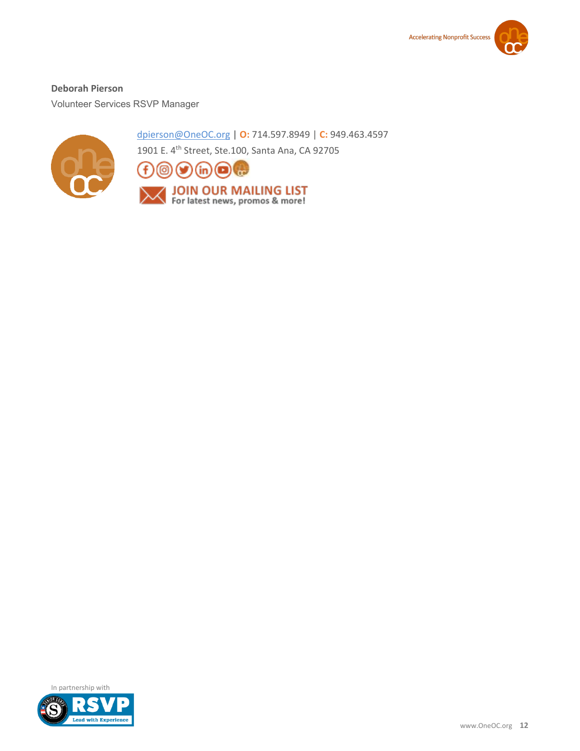**Deborah Pierson**

Volunteer Services RSVP Manager

dpierson@OneOC.org | **O:** 714.597.8949 | **C:** 949.463.4597

1901 E. 4th Street, Ste.100, Santa Ana, CA 92705

JOIN OUR MAILING LIST

For latest news, promos & more!

In partnership with